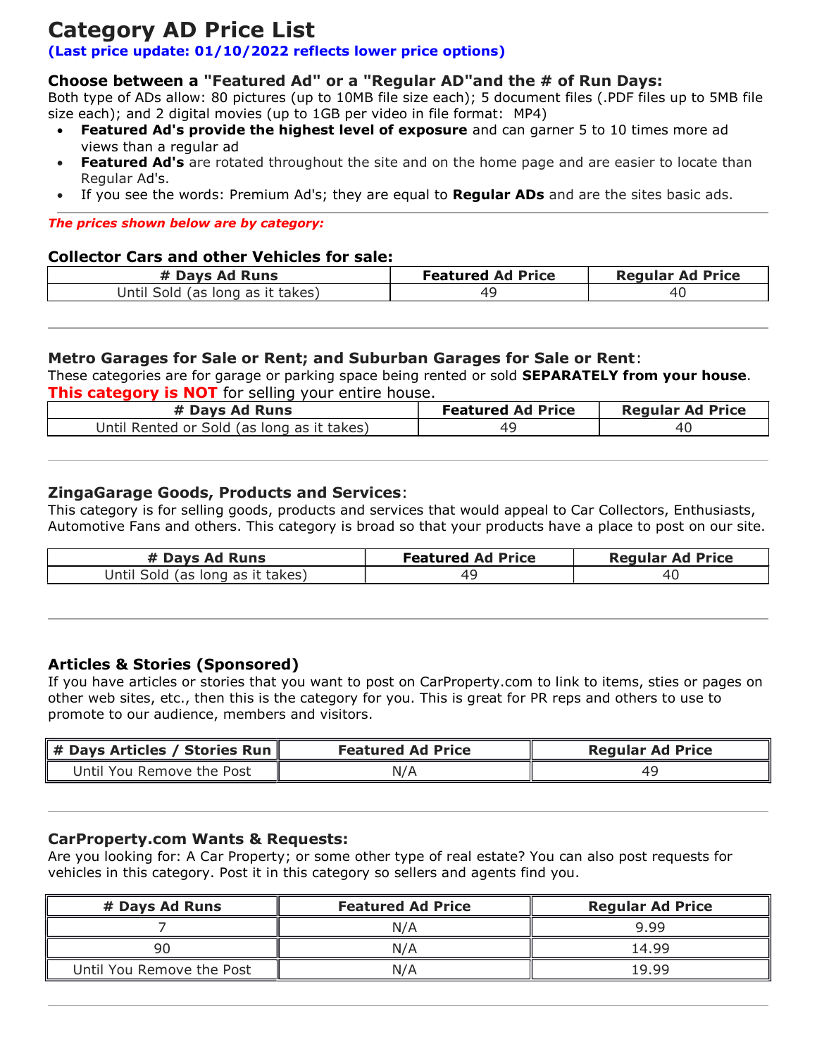# Category AD Price List

**(Last price update: 01/10/2022 reflects lower price options)**

### Choose between a "Featured Ad" or a "Regular AD"and the # of Run Days:

Both type of ADs allow: 80 pictures (up to 10MB file size each); 5 document files (.PDF files up to 5MB file size each); and 2 digital movies (up to 1GB per video in file format: MP4)

- **Featured Ad's provide the highest level of exposure** and can garner 5 to 10 times more ad views than a regular ad
- **Featured Ad's** are rotated throughout the site and on the home page and are easier to locate than Regular Ad's.
- If you see the words: Premium Ad's; they are equal to **Regular ADs** and are the sites basic ads.

***The prices shown below are by category:***

### Collector Cars and other Vehicles for sale:

| # Days Ad Runs | Featured Ad Price | Regular Ad Price |
|---|---|---|
| Until Sold (as long as it takes) | 49 | 40 |

### Metro Garages for Sale or Rent; and Suburban Garages for Sale or Rent:

These categories are for garage or parking space being rented or sold **SEPARATELY from your house**. **This category is NOT** for selling your entire house.

| # Days Ad Runs | Featured Ad Price | Regular Ad Price |
|---|---|---|
| Until Rented or Sold (as long as it takes) | 49 | 40 |

### ZingaGarage Goods, Products and Services:

This category is for selling goods, products and services that would appeal to Car Collectors, Enthusiasts, Automotive Fans and others. This category is broad so that your products have a place to post on our site.

| # Days Ad Runs | Featured Ad Price | Regular Ad Price |
|---|---|---|
| Until Sold (as long as it takes) | 49 | 40 |

### Articles & Stories (Sponsored)

If you have articles or stories that you want to post on CarProperty.com to link to items, sties or pages on other web sites, etc., then this is the category for you. This is great for PR reps and others to use to promote to our audience, members and visitors.

| # Days Articles / Stories Run | Featured Ad Price | Regular Ad Price |
|---|---|---|
| Until You Remove the Post | N/A | 49 |

### CarProperty.com Wants & Requests:

Are you looking for: A Car Property; or some other type of real estate? You can also post requests for vehicles in this category. Post it in this category so sellers and agents find you.

| # Days Ad Runs | Featured Ad Price | Regular Ad Price |
|---|---|---|
| 7 | N/A | 9.99 |
| 90 | N/A | 14.99 |
| Until You Remove the Post | N/A | 19.99 |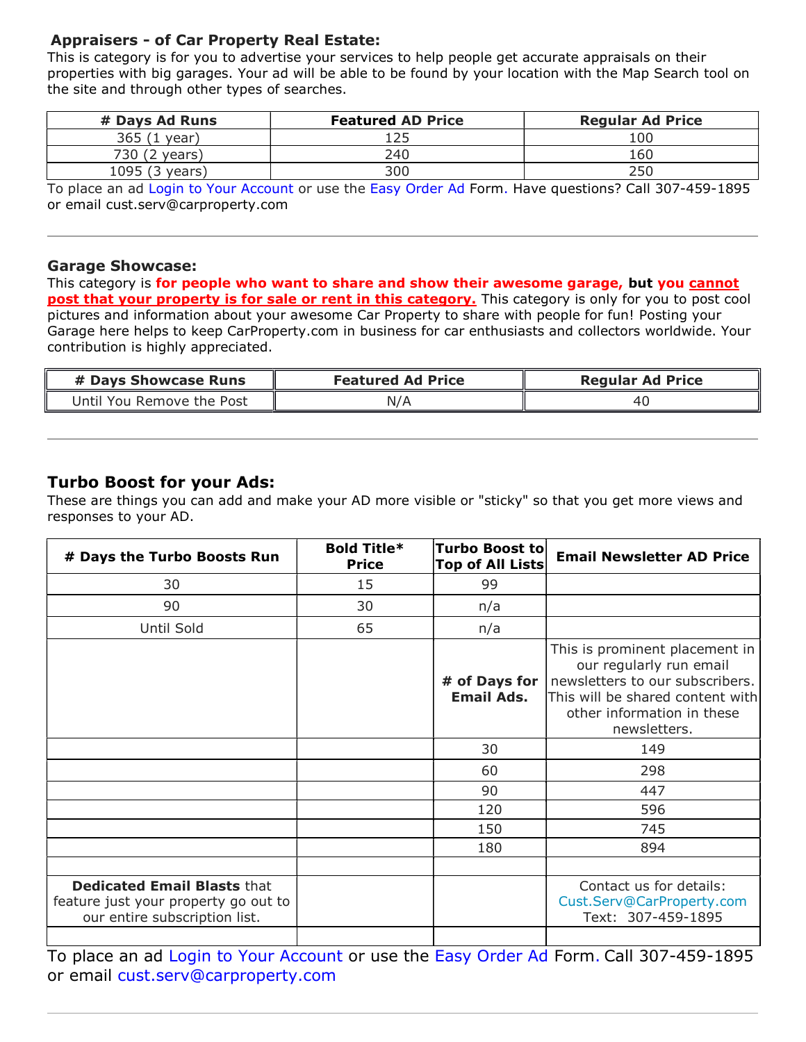### Appraisers - of Car Property Real Estate:

This is category is for you to advertise your services to help people get accurate appraisals on their properties with big garages. Your ad will be able to be found by your location with the Map Search tool on the site and through other types of searches.

| # Days Ad Runs | Featured AD Price | Regular Ad Price |
|---|---|---|
| 365 (1 year) | 125 | 100 |
| 730 (2 years) | 240 | 160 |
| 1095 (3 years) | 300 | 250 |

To place an ad Login to Your Account or use the Easy Order Ad Form. Have questions? Call 307-459-1895 or email cust.serv@carproperty.com

---

### Garage Showcase:

This category is **for people who want to share and show their awesome garage, but you cannot post that your property is for sale or rent in this category.** This category is only for you to post cool pictures and information about your awesome Car Property to share with people for fun! Posting your Garage here helps to keep CarProperty.com in business for car enthusiasts and collectors worldwide. Your contribution is highly appreciated.

| # Days Showcase Runs | Featured Ad Price | Regular Ad Price |
|---|---|---|
| Until You Remove the Post | N/A | 40 |

---

## Turbo Boost for your Ads:

These are things you can add and make your AD more visible or "sticky" so that you get more views and responses to your AD.

| # Days the Turbo Boosts Run | Bold Title* Price | Turbo Boost to Top of All Lists | Email Newsletter AD Price |
|---|---|---|---|
| 30 | 15 | 99 | |
| 90 | 30 | n/a | |
| Until Sold | 65 | n/a | |
| | | **# of Days for Email Ads.** | This is prominent placement in our regularly run email newsletters to our subscribers. This will be shared content with other information in these newsletters. |
| | | 30 | 149 |
| | | 60 | 298 |
| | | 90 | 447 |
| | | 120 | 596 |
| | | 150 | 745 |
| | | 180 | 894 |
| | | | |
| **Dedicated Email Blasts** that feature just your property go out to our entire subscription list. | | | Contact us for details: Cust.Serv@CarProperty.com Text: 307-459-1895 |
| | | | |

To place an ad Login to Your Account or use the Easy Order Ad Form. Call 307-459-1895 or email cust.serv@carproperty.com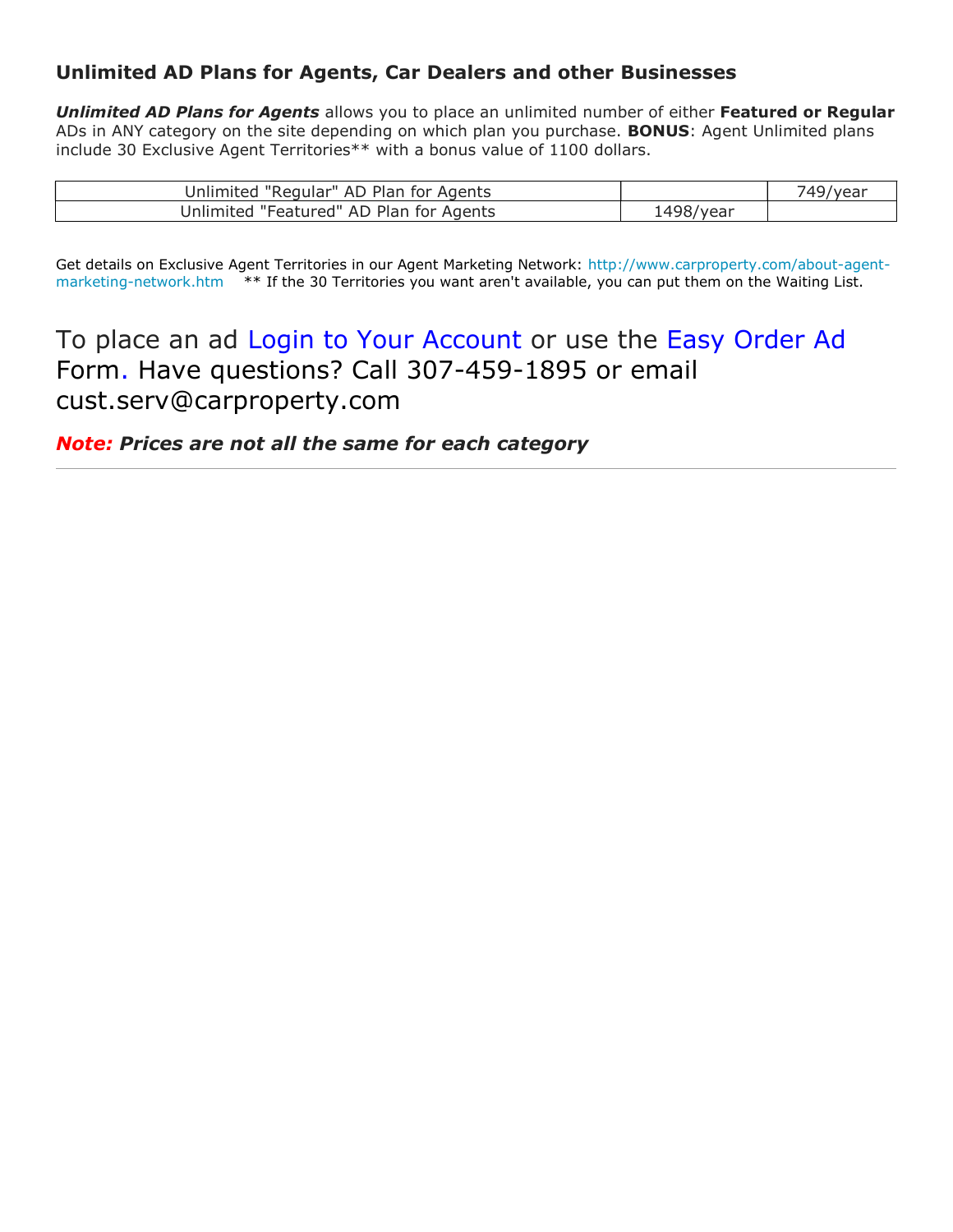### Unlimited AD Plans for Agents, Car Dealers and other Businesses

***Unlimited AD Plans for Agents*** allows you to place an unlimited number of either **Featured or Regular** ADs in ANY category on the site depending on which plan you purchase. **BONUS**: Agent Unlimited plans include 30 Exclusive Agent Territories** with a bonus value of 1100 dollars.

| | | |
|---|---|---|
| Unlimited "Regular" AD Plan for Agents | | 749/year |
| Unlimited "Featured" AD Plan for Agents | 1498/year | |

Get details on Exclusive Agent Territories in our Agent Marketing Network: http://www.carproperty.com/about-agent-marketing-network.htm ** If the 30 Territories you want aren't available, you can put them on the Waiting List.

To place an ad Login to Your Account or use the Easy Order Ad Form. Have questions? Call 307-459-1895 or email cust.serv@carproperty.com

***Note:* Prices are not all the same for each category**

---